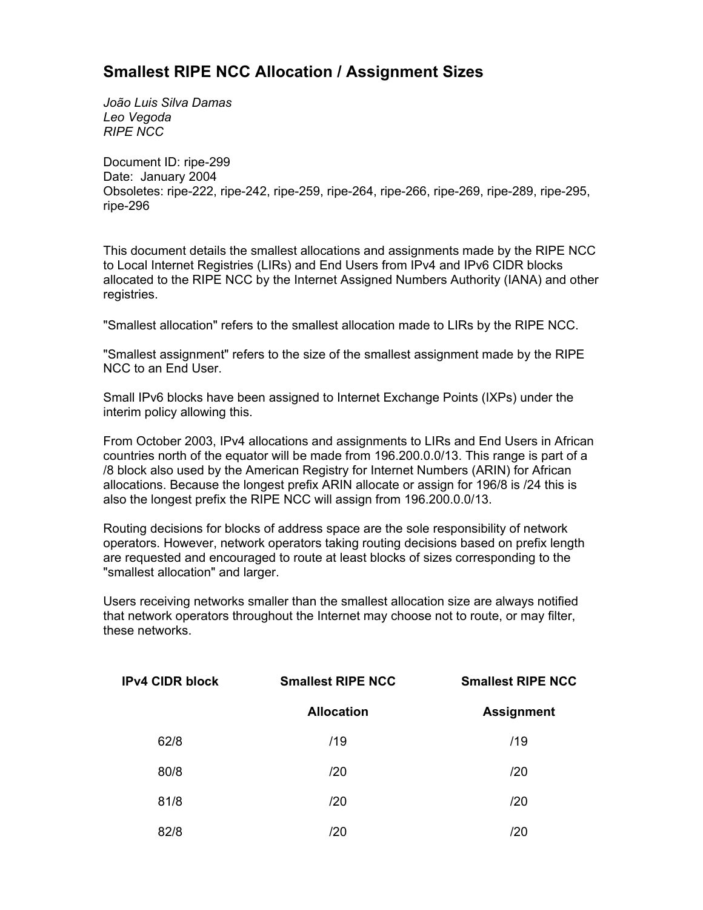# Smallest RIPE NCC Allocation / Assignment Sizes

*João Luis Silva Damas*
*Leo Vegoda*
*RIPE NCC*

Document ID: ripe-299
Date: January 2004
Obsoletes: ripe-222, ripe-242, ripe-259, ripe-264, ripe-266, ripe-269, ripe-289, ripe-295, ripe-296

This document details the smallest allocations and assignments made by the RIPE NCC to Local Internet Registries (LIRs) and End Users from IPv4 and IPv6 CIDR blocks allocated to the RIPE NCC by the Internet Assigned Numbers Authority (IANA) and other registries.

"Smallest allocation" refers to the smallest allocation made to LIRs by the RIPE NCC.

"Smallest assignment" refers to the size of the smallest assignment made by the RIPE NCC to an End User.

Small IPv6 blocks have been assigned to Internet Exchange Points (IXPs) under the interim policy allowing this.

From October 2003, IPv4 allocations and assignments to LIRs and End Users in African countries north of the equator will be made from 196.200.0.0/13. This range is part of a /8 block also used by the American Registry for Internet Numbers (ARIN) for African allocations. Because the longest prefix ARIN allocate or assign for 196/8 is /24 this is also the longest prefix the RIPE NCC will assign from 196.200.0.0/13.

Routing decisions for blocks of address space are the sole responsibility of network operators. However, network operators taking routing decisions based on prefix length are requested and encouraged to route at least blocks of sizes corresponding to the "smallest allocation" and larger.

Users receiving networks smaller than the smallest allocation size are always notified that network operators throughout the Internet may choose not to route, or may filter, these networks.

| IPv4 CIDR block | Smallest RIPE NCC Allocation | Smallest RIPE NCC Assignment |
|---|---|---|
| 62/8 | /19 | /19 |
| 80/8 | /20 | /20 |
| 81/8 | /20 | /20 |
| 82/8 | /20 | /20 |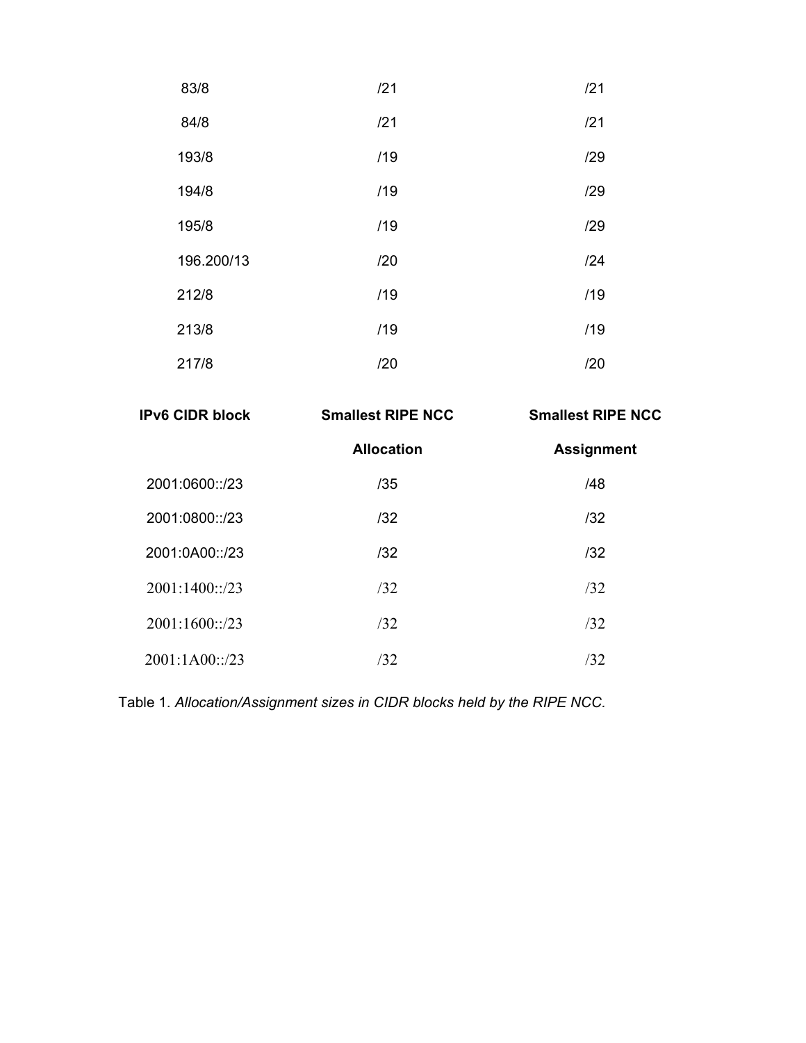| | | |
|---|---|---|
| 83/8 | /21 | /21 |
| 84/8 | /21 | /21 |
| 193/8 | /19 | /29 |
| 194/8 | /19 | /29 |
| 195/8 | /19 | /29 |
| 196.200/13 | /20 | /24 |
| 212/8 | /19 | /19 |
| 213/8 | /19 | /19 |
| 217/8 | /20 | /20 |

| IPv6 CIDR block | Smallest RIPE NCC Allocation | Smallest RIPE NCC Assignment |
|---|---|---|
| 2001:0600::/23 | /35 | /48 |
| 2001:0800::/23 | /32 | /32 |
| 2001:0A00::/23 | /32 | /32 |
| 2001:1400::/23 | /32 | /32 |
| 2001:1600::/23 | /32 | /32 |
| 2001:1A00::/23 | /32 | /32 |

Table 1. *Allocation/Assignment sizes in CIDR blocks held by the RIPE NCC.*